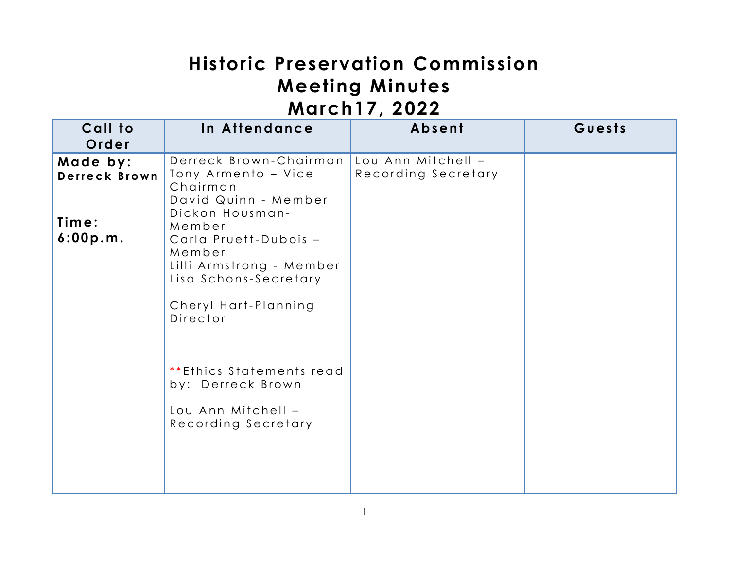# Historic Preservation Commission
# Meeting Minutes
# March17, 2022

| Call to Order | In Attendance | Absent | Guests |
| --- | --- | --- | --- |
| **Made by:** **Derreck Brown**<br><br>**Time: 6:00p.m.** | Derreck Brown-Chairman<br>Tony Armento – Vice Chairman<br>David Quinn - Member<br>Dickon Housman-Member<br>Carla Pruett-Dubois – Member<br>Lilli Armstrong - Member<br>Lisa Schons-Secretary<br><br>Cheryl Hart-Planning Director<br><br>**Ethics Statements read by: Derreck Brown<br><br>Lou Ann Mitchell – Recording Secretary | Lou Ann Mitchell – Recording Secretary | |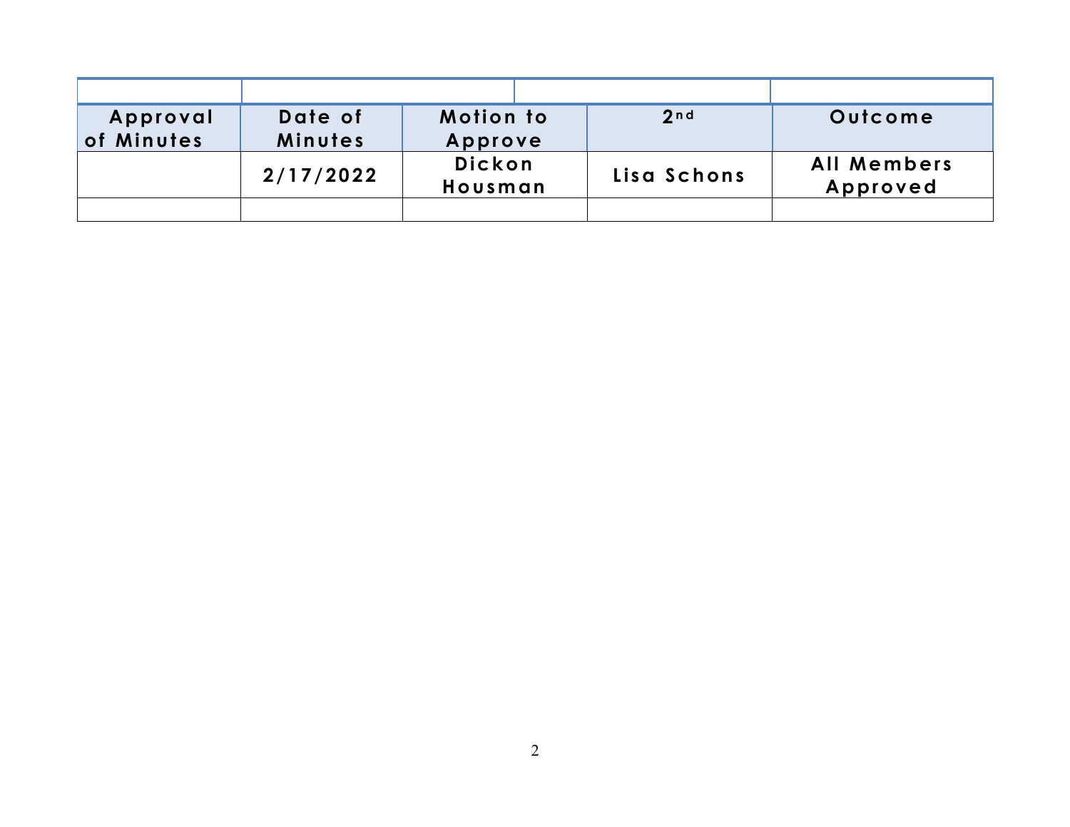| | | | | |
|---|---|---|---|---|
| **Approval of Minutes** | **Date of Minutes** | **Motion to Approve** | **2nd** | **Outcome** |
| | **2/17/2022** | **Dickon Housman** | **Lisa Schons** | **All Members Approved** |
| | | | | |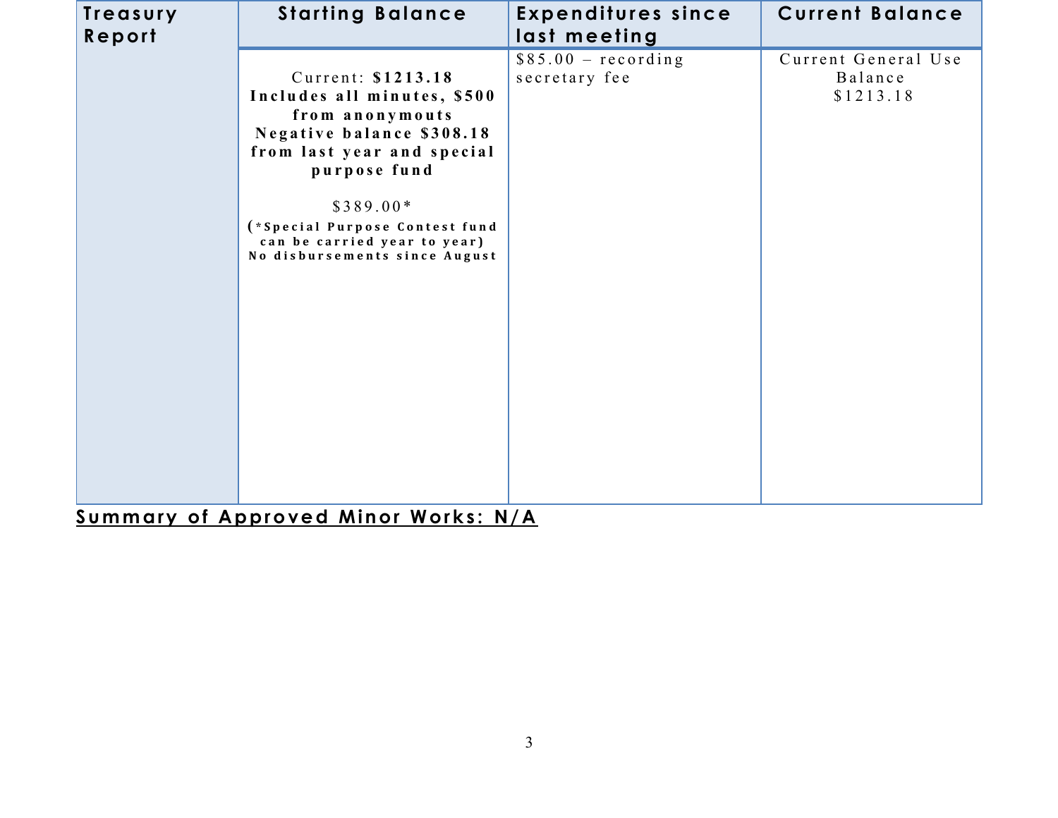| Treasury Report | Starting Balance | Expenditures since last meeting | Current Balance |
| --- | --- | --- | --- |
| | Current: **$1213.18** **Includes all minutes, $500 from anonymouts Negative balance $308.18 from last year and special purpose fund**<br><br>$389.00*<br>**(*Special Purpose Contest fund can be carried year to year)** **No disbursements since August** | $85.00 – recording secretary fee | Current General Use Balance $1213.18 |

**<u>Summary of Approved Minor Works: N/A</u>**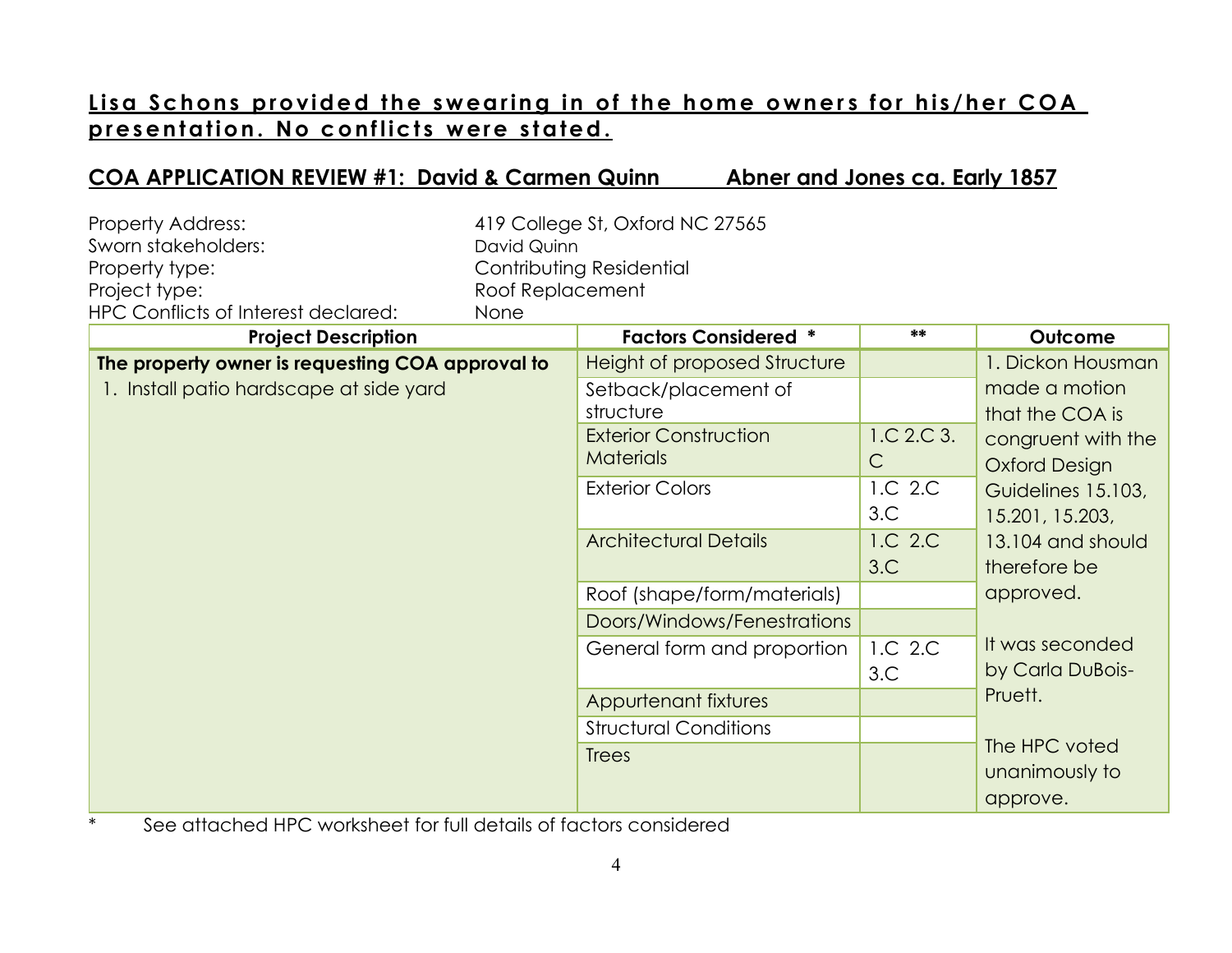**Lisa Schons provided the swearing in of the home owners for his/her COA presentation. No conflicts were stated.**

## COA APPLICATION REVIEW #1: David & Carmen Quinn Abner and Jones ca. Early 1857

Property Address: 419 College St, Oxford NC 27565
Sworn stakeholders: David Quinn
Property type: Contributing Residential
Project type: Roof Replacement
HPC Conflicts of Interest declared: None

| Project Description | Factors Considered * | ** | Outcome |
|---|---|---|---|
| **The property owner is requesting COA approval to** 1. Install patio hardscape at side yard | Height of proposed Structure | | 1. Dickon Housman made a motion that the COA is congruent with the Oxford Design Guidelines 15.103, 15.201, 15.203, 13.104 and should therefore be approved. It was seconded by Carla DuBois-Pruett. The HPC voted unanimously to approve. |
| | Setback/placement of structure | | |
| | Exterior Construction Materials | 1.C 2.C 3.C | |
| | Exterior Colors | 1.C 2.C 3.C | |
| | Architectural Details | 1.C 2.C 3.C | |
| | Roof (shape/form/materials) | | |
| | Doors/Windows/Fenestrations | | |
| | General form and proportion | 1.C 2.C 3.C | |
| | Appurtenant fixtures | | |
| | Structural Conditions | | |
| | Trees | | |

\* See attached HPC worksheet for full details of factors considered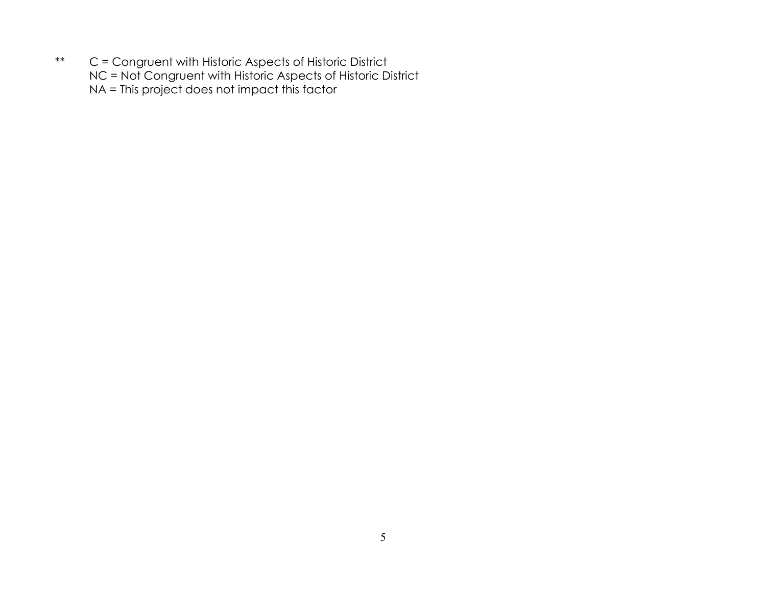** C = Congruent with Historic Aspects of Historic District
NC = Not Congruent with Historic Aspects of Historic District
NA = This project does not impact this factor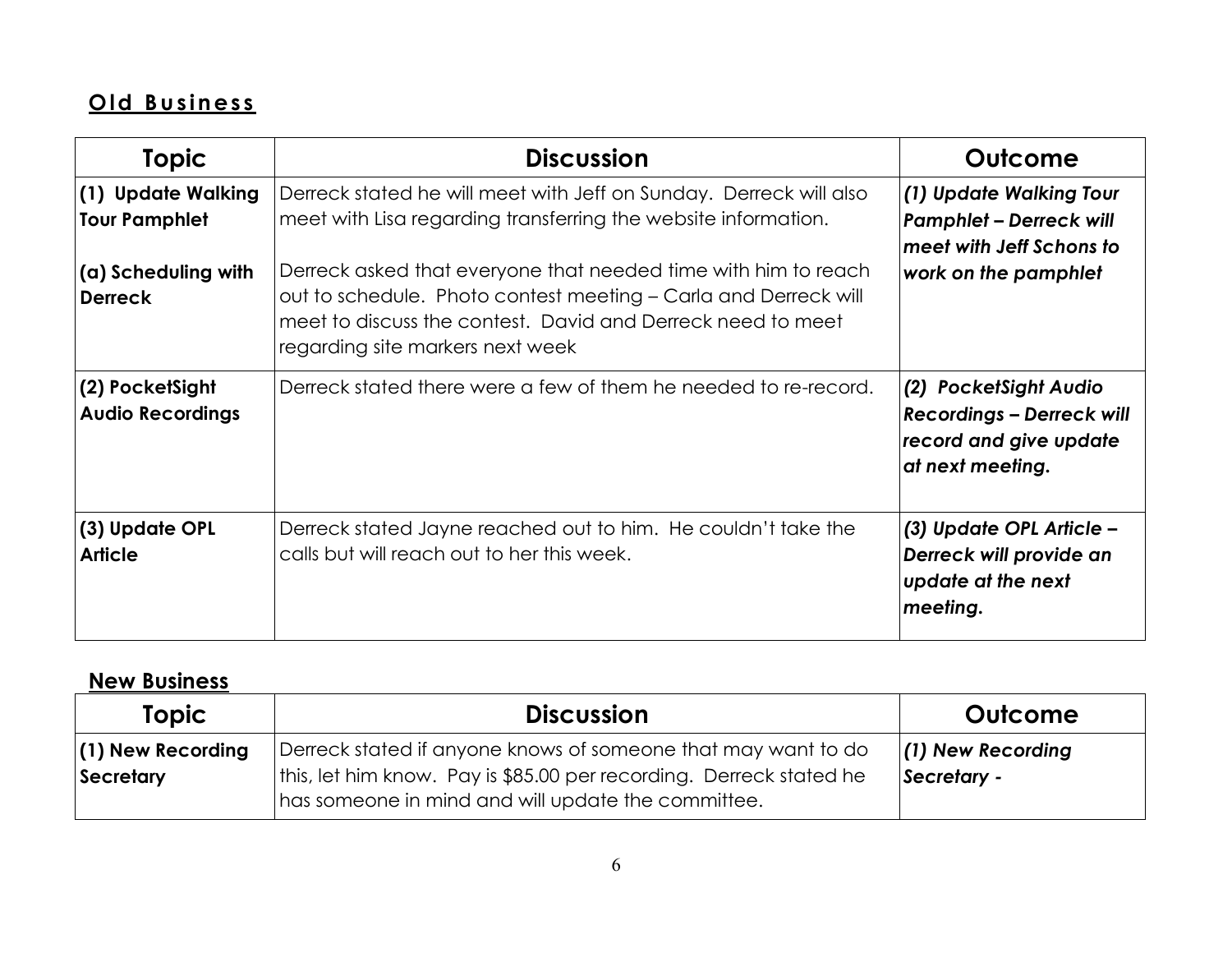## **Old Business**

| Topic | Discussion | Outcome |
|---|---|---|
| **(1) Update Walking Tour Pamphlet**<br><br>**(a) Scheduling with Derreck** | Derreck stated he will meet with Jeff on Sunday. Derreck will also meet with Lisa regarding transferring the website information.<br><br>Derreck asked that everyone that needed time with him to reach out to schedule. Photo contest meeting – Carla and Derreck will meet to discuss the contest. David and Derreck need to meet regarding site markers next week | ***(1) Update Walking Tour Pamphlet – Derreck will meet with Jeff Schons to work on the pamphlet*** |
| **(2) PocketSight Audio Recordings** | Derreck stated there were a few of them he needed to re-record. | ***(2) PocketSight Audio Recordings – Derreck will record and give update at next meeting.*** |
| **(3) Update OPL Article** | Derreck stated Jayne reached out to him. He couldn't take the calls but will reach out to her this week. | ***(3) Update OPL Article – Derreck will provide an update at the next meeting.*** |

## **New Business**

| Topic | Discussion | Outcome |
|---|---|---|
| **(1) New Recording Secretary** | Derreck stated if anyone knows of someone that may want to do this, let him know. Pay is $85.00 per recording. Derreck stated he has someone in mind and will update the committee. | ***(1) New Recording Secretary -*** |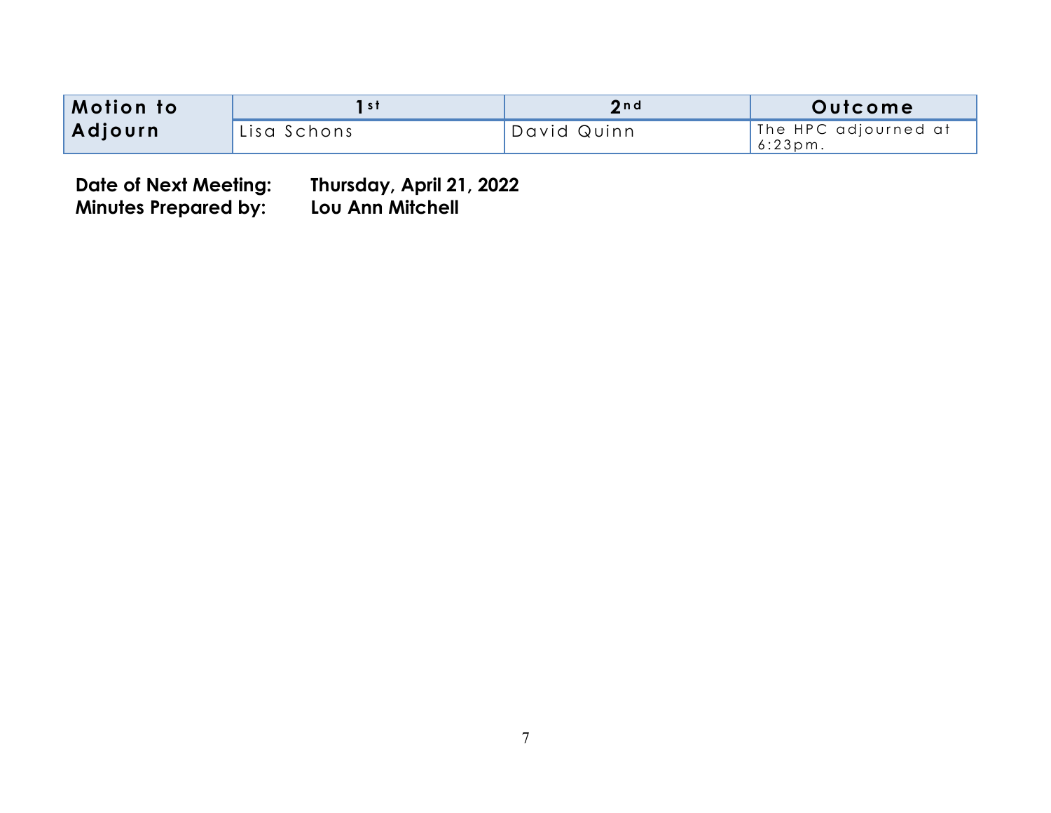| Motion to Adjourn | 1st | 2nd | Outcome |
|---|---|---|---|
| | Lisa Schons | David Quinn | The HPC adjourned at 6:23pm. |

**Date of Next Meeting:** **Thursday, April 21, 2022**
**Minutes Prepared by:** **Lou Ann Mitchell**